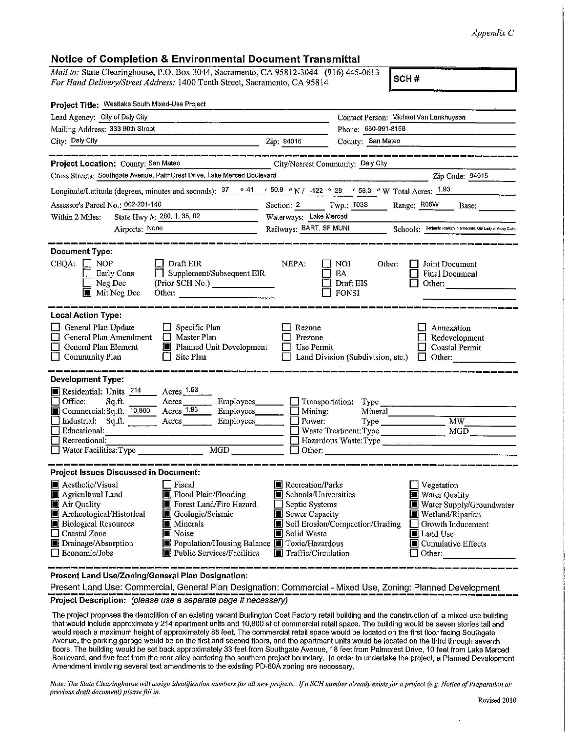Appendix C

## Notice of Completion & Environmental Document Transmittal

*Mail to:* State Clearinghouse, P.O. Box 3044, Sacramento, CA 95812-3044 (916) 445-0613
*For Hand Delivery/Street Address:* 1400 Tenth Street, Sacramento, CA 95814

**SCH #**

**Project Title:** Westlake South Mixed-Use Project

Lead Agency: City of Daly City — Contact Person: Michael Van Lonkhuysen

Mailing Address: 333 90th Street — Phone: 650-991-8158

City: Daly City — Zip: 94015 — County: San Mateo

---

**Project Location:** County: San Mateo — City/Nearest Community: Daly City

Cross Streets: Southgate Avenue, PalmCrest Drive, Lake Merced Boulevard — Zip Code: 94015

Longitude/Latitude (degrees, minutes and seconds): 37 ° 41 ′ 50.9 ″ N / -122 ° 28 ′ 56.3 ″ W Total Acres: 1.93

Assessor's Parcel No.: 002-201-140 — Section: 2 — Twp.: T03S — Range: R06W — Base:

Within 2 Miles: State Hwy #: 280, 1, 35, 82 — Waterways: Lake Merced

Airports: None — Railways: BART, SF MUNI — Schools: Benjamin Franklin Intermediate, Our Lady of Mercy Catholic

---

**Document Type:**

CEQA:
- [ ] NOP
- [ ] Early Cons
- [ ] Neg Dec
- [x] Mit Neg Dec
- [ ] Draft EIR
- [ ] Supplement/Subsequent EIR (Prior SCH No.) ________
- Other: ________

NEPA:
- [ ] NOI
- [ ] EA
- [ ] Draft EIS
- [ ] FONSI

Other:
- [ ] Joint Document
- [ ] Final Document
- [ ] Other: ________

---

**Local Action Type:**

- [ ] General Plan Update
- [ ] General Plan Amendment
- [ ] General Plan Element
- [ ] Community Plan
- [ ] Specific Plan
- [ ] Master Plan
- [x] Planned Unit Development
- [ ] Site Plan
- [ ] Rezone
- [ ] Prezone
- [ ] Use Permit
- [ ] Land Division (Subdivision, etc.)
- [ ] Annexation
- [ ] Redevelopment
- [ ] Coastal Permit
- [ ] Other: ________

---

**Development Type:**

- [x] Residential: Units 214 Acres 1.93
- [ ] Office: Sq.ft. ____ Acres ____ Employees ____
- [x] Commercial: Sq.ft. 10,800 Acres 1.93 Employees ____
- [ ] Industrial: Sq.ft. ____ Acres ____ Employees ____
- [ ] Educational: ________
- [ ] Recreational: ________
- [ ] Water Facilities: Type ____ MGD ____
- [ ] Transportation: Type ________
- [ ] Mining: Mineral ________
- [ ] Power: Type ____ MW ____
- [ ] Waste Treatment: Type ____ MGD ____
- [ ] Hazardous Waste: Type ________
- [ ] Other: ________

---

**Project Issues Discussed in Document:**

- [x] Aesthetic/Visual
- [x] Agricultural Land
- [x] Air Quality
- [x] Archeological/Historical
- [x] Biological Resources
- [ ] Coastal Zone
- [x] Drainage/Absorption
- [ ] Economic/Jobs
- [ ] Fiscal
- [x] Flood Plain/Flooding
- [x] Forest Land/Fire Hazard
- [x] Geologic/Seismic
- [x] Minerals
- [x] Noise
- [x] Population/Housing Balance
- [x] Public Services/Facilities
- [x] Recreation/Parks
- [x] Schools/Universities
- [ ] Septic Systems
- [x] Sewer Capacity
- [x] Soil Erosion/Compaction/Grading
- [x] Solid Waste
- [x] Toxic/Hazardous
- [x] Traffic/Circulation
- [ ] Vegetation
- [x] Water Quality
- [x] Water Supply/Groundwater
- [x] Wetland/Riparian
- [ ] Growth Inducement
- [x] Land Use
- [x] Cumulative Effects
- [ ] Other: ________

---

**Present Land Use/Zoning/General Plan Designation:**

Present Land Use: Commercial, General Plan Designation: Commercial - Mixed Use, Zoning: Planned Development

**Project Description:** *(please use a separate page if necessary)*

The project proposes the demolition of an existing vacant Burlington Coat Factory retail building and the construction of a mixed-use building that would include approximately 214 apartment units and 10,800 sf of commercial retail space. The building would be seven stories tall and would reach a maximum height of approximately 88 feet. The commercial retail space would be located on the first floor facing Southgate Avenue, the parking garage would be on the first and second floors, and the apartment units would be located on the third through seventh floors. The building would be set back approximately 33 feet from Southgate Avenue, 18 feet from Palmcrest Drive, 10 feet from Lake Merced Boulevard, and five feet from the rear alley bordering the southern project boundary. In order to undertake the project, a Planned Development Amendment involving several text amendments to the existing PD-60A zoning are necessary.

*Note: The State Clearinghouse will assign identification numbers for all new projects. If a SCH number already exists for a project (e.g. Notice of Preparation or previous draft document) please fill in.*

Revised 2010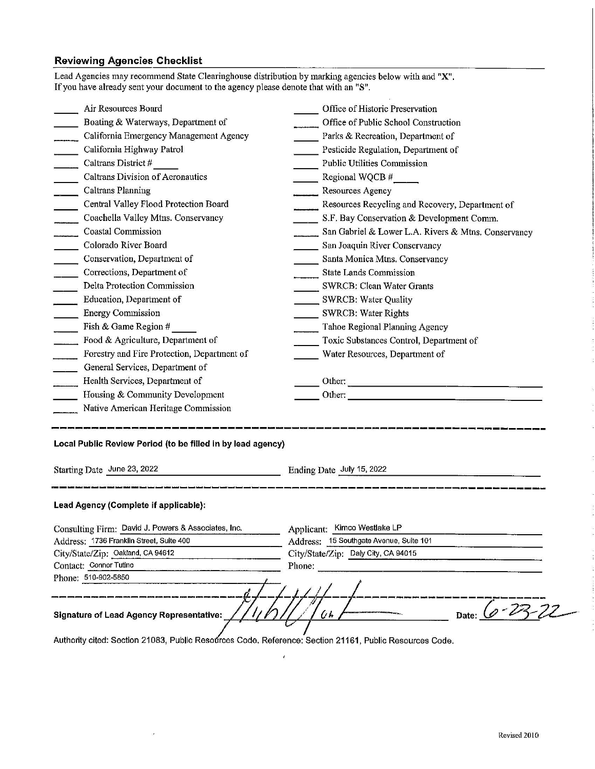## Reviewing Agencies Checklist

Lead Agencies may recommend State Clearinghouse distribution by marking agencies below with and "X".
If you have already sent your document to the agency please denote that with an "S".

- _____ Air Resources Board
- _____ Boating & Waterways, Department of
- _____ California Emergency Management Agency
- _____ California Highway Patrol
- _____ Caltrans District # _____
- _____ Caltrans Division of Aeronautics
- _____ Caltrans Planning
- _____ Central Valley Flood Protection Board
- _____ Coachella Valley Mtns. Conservancy
- _____ Coastal Commission
- _____ Colorado River Board
- _____ Conservation, Department of
- _____ Corrections, Department of
- _____ Delta Protection Commission
- _____ Education, Department of
- _____ Energy Commission
- _____ Fish & Game Region # _____
- _____ Food & Agriculture, Department of
- _____ Forestry and Fire Protection, Department of
- _____ General Services, Department of
- _____ Health Services, Department of
- _____ Housing & Community Development
- _____ Native American Heritage Commission
- _____ Office of Historic Preservation
- _____ Office of Public School Construction
- _____ Parks & Recreation, Department of
- _____ Pesticide Regulation, Department of
- _____ Public Utilities Commission
- _____ Regional WQCB # _____
- _____ Resources Agency
- _____ Resources Recycling and Recovery, Department of
- _____ S.F. Bay Conservation & Development Comm.
- _____ San Gabriel & Lower L.A. Rivers & Mtns. Conservancy
- _____ San Joaquin River Conservancy
- _____ Santa Monica Mtns. Conservancy
- _____ State Lands Commission
- _____ SWRCB: Clean Water Grants
- _____ SWRCB: Water Quality
- _____ SWRCB: Water Rights
- _____ Tahoe Regional Planning Agency
- _____ Toxic Substances Control, Department of
- _____ Water Resources, Department of
- _____ Other: _______________
- _____ Other: _______________

---

### Local Public Review Period (to be filled in by lead agency)

Starting Date June 23, 2022

Ending Date July 15, 2022

---

### Lead Agency (Complete if applicable):

Consulting Firm: David J. Powers & Associates, Inc.
Address: 1736 Franklin Street, Suite 400
City/State/Zip: Oakland, CA 94612
Contact: Connor Tutino
Phone: 510-902-5850

Applicant: Kimco Westlake LP
Address: 15 Southgate Avenue, Suite 101
City/State/Zip: Daly City, CA 94015
Phone:

---

**Signature of Lead Agency Representative:** [signature] Date: 6-23-22

Authority cited: Section 21083, Public Resources Code. Reference: Section 21161, Public Resources Code.

Revised 2010